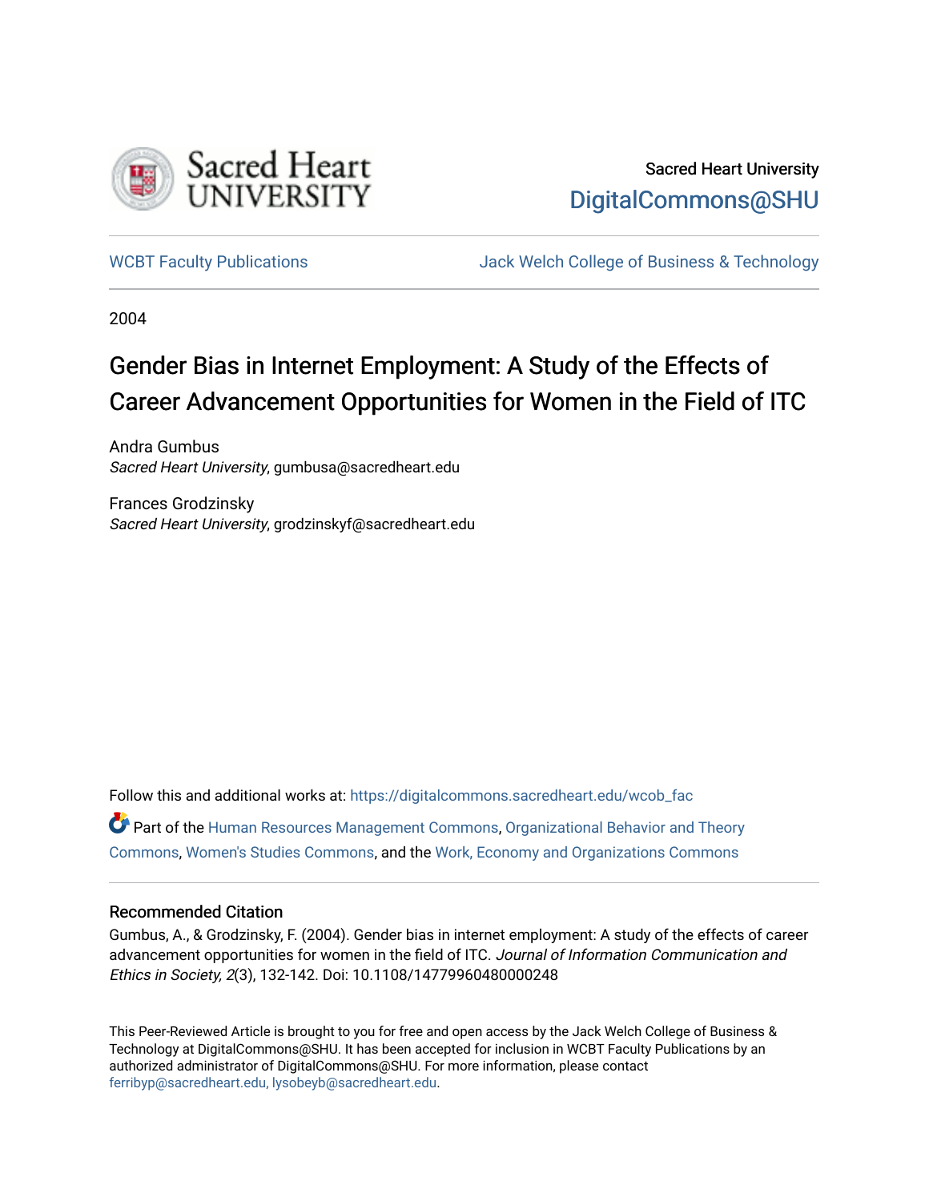Sacred Heart University

DigitalCommons@SHU

WCBT Faculty Publications

Jack Welch College of Business & Technology

2004

# Gender Bias in Internet Employment: A Study of the Effects of Career Advancement Opportunities for Women in the Field of ITC

Andra Gumbus
*Sacred Heart University*, gumbusa@sacredheart.edu

Frances Grodzinsky
*Sacred Heart University*, grodzinskyf@sacredheart.edu

Follow this and additional works at: https://digitalcommons.sacredheart.edu/wcob_fac

Part of the Human Resources Management Commons, Organizational Behavior and Theory Commons, Women's Studies Commons, and the Work, Economy and Organizations Commons

## Recommended Citation

Gumbus, A., & Grodzinsky, F. (2004). Gender bias in internet employment: A study of the effects of career advancement opportunities for women in the field of ITC. *Journal of Information Communication and Ethics in Society, 2*(3), 132-142. Doi: 10.1108/14779960480000248

This Peer-Reviewed Article is brought to you for free and open access by the Jack Welch College of Business & Technology at DigitalCommons@SHU. It has been accepted for inclusion in WCBT Faculty Publications by an authorized administrator of DigitalCommons@SHU. For more information, please contact ferribyp@sacredheart.edu, lysobeyb@sacredheart.edu.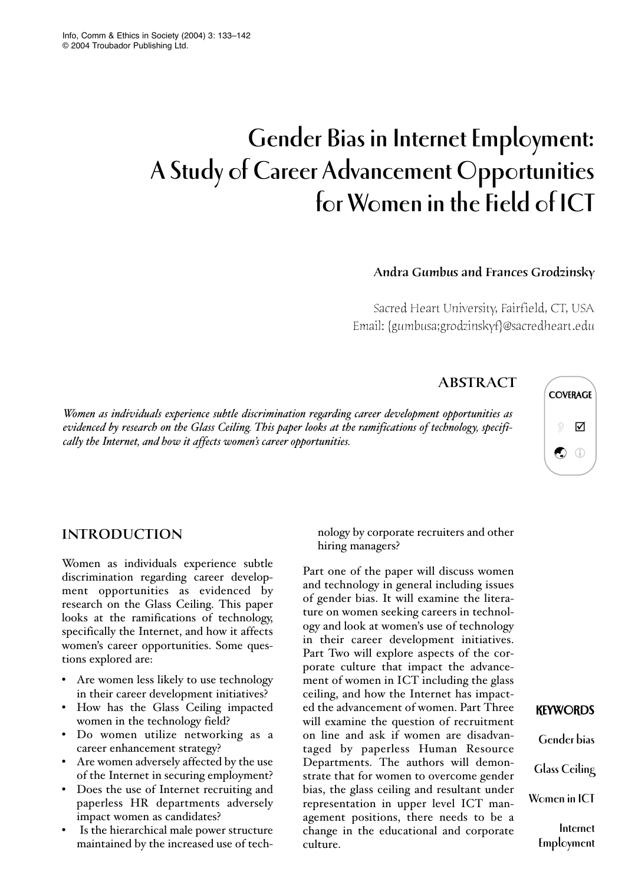# Gender Bias in Internet Employment: A Study of Career Advancement Opportunities for Women in the Field of ICT

**Andra Gumbus and Frances Grodzinsky**

Sacred Heart University, Fairfield, CT, USA
Email: {gumbusa;grodzinskyf}@sacredheart.edu

## ABSTRACT

*Women as individuals experience subtle discrimination regarding career development opportunities as evidenced by research on the Glass Ceiling. This paper looks at the ramifications of technology, specifically the Internet, and how it affects women's career opportunities.*

**KEYWORDS**

Gender bias

Glass Ceiling

Women in ICT

Internet Employment

## INTRODUCTION

Women as individuals experience subtle discrimination regarding career development opportunities as evidenced by research on the Glass Ceiling. This paper looks at the ramifications of technology, specifically the Internet, and how it affects women's career opportunities. Some questions explored are:

- Are women less likely to use technology in their career development initiatives?
- How has the Glass Ceiling impacted women in the technology field?
- Do women utilize networking as a career enhancement strategy?
- Are women adversely affected by the use of the Internet in securing employment?
- Does the use of Internet recruiting and paperless HR departments adversely impact women as candidates?
- Is the hierarchical male power structure maintained by the increased use of technology by corporate recruiters and other hiring managers?

Part one of the paper will discuss women and technology in general including issues of gender bias. It will examine the literature on women seeking careers in technology and look at women's use of technology in their career development initiatives. Part Two will explore aspects of the corporate culture that impact the advancement of women in ICT including the glass ceiling, and how the Internet has impacted the advancement of women. Part Three will examine the question of recruitment on line and ask if women are disadvantaged by paperless Human Resource Departments. The authors will demonstrate that for women to overcome gender bias, the glass ceiling and resultant under representation in upper level ICT management positions, there needs to be a change in the educational and corporate culture.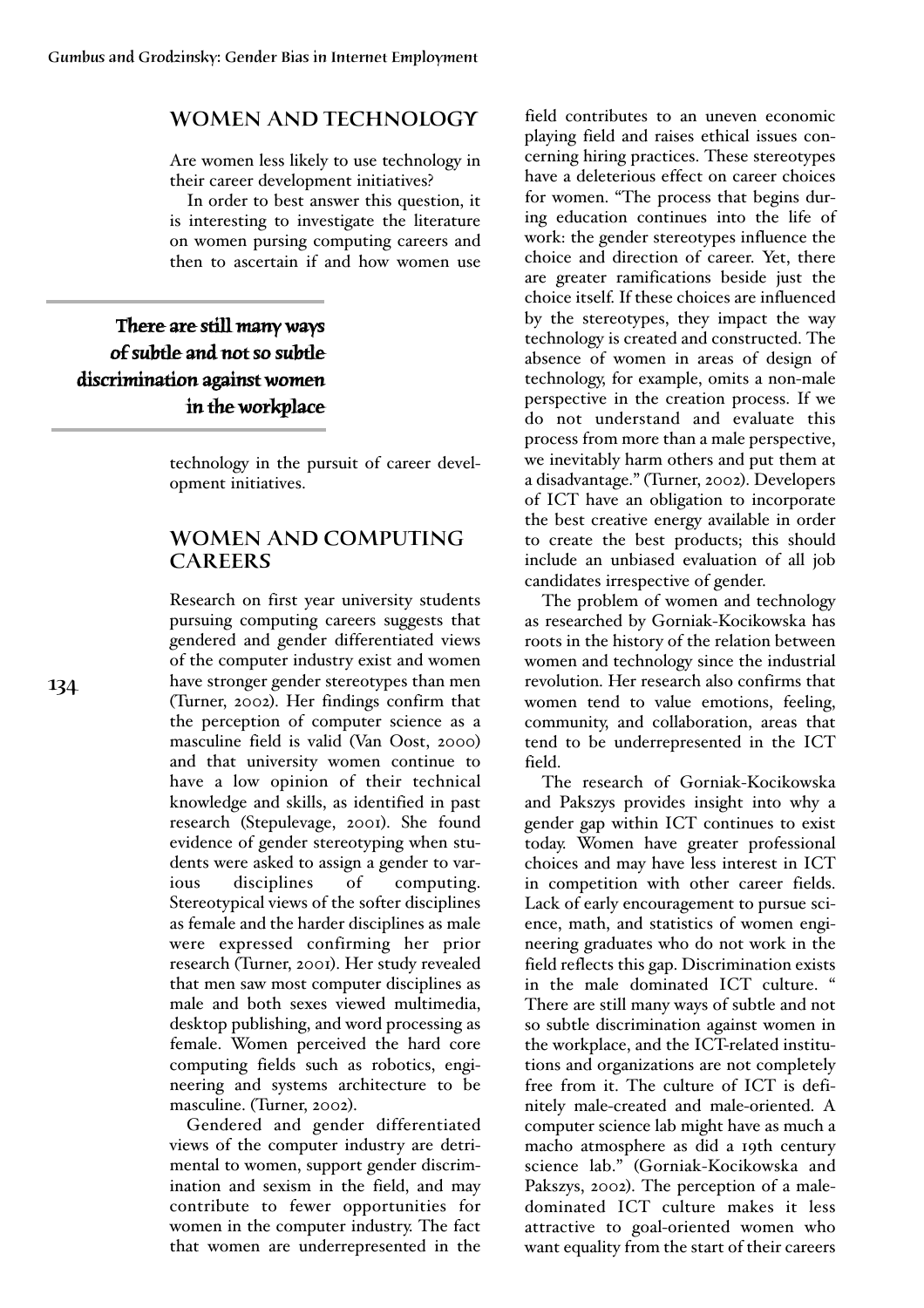## Women and Technology

Are women less likely to use technology in their career development initiatives?

In order to best answer this question, it is interesting to investigate the literature on women pursing computing careers and then to ascertain if and how women use technology in the pursuit of career development initiatives.

> *There are still many ways of subtle and not so subtle discrimination against women in the workplace*

## Women and Computing Careers

Research on first year university students pursuing computing careers suggests that gendered and gender differentiated views of the computer industry exist and women have stronger gender stereotypes than men (Turner, 2002). Her findings confirm that the perception of computer science as a masculine field is valid (Van Oost, 2000) and that university women continue to have a low opinion of their technical knowledge and skills, as identified in past research (Stepulevage, 2001). She found evidence of gender stereotyping when students were asked to assign a gender to various disciplines of computing. Stereotypical views of the softer disciplines as female and the harder disciplines as male were expressed confirming her prior research (Turner, 2001). Her study revealed that men saw most computer disciplines as male and both sexes viewed multimedia, desktop publishing, and word processing as female. Women perceived the hard core computing fields such as robotics, engineering and systems architecture to be masculine. (Turner, 2002).

Gendered and gender differentiated views of the computer industry are detrimental to women, support gender discrimination and sexism in the field, and may contribute to fewer opportunities for women in the computer industry. The fact that women are underrepresented in the field contributes to an uneven economic playing field and raises ethical issues concerning hiring practices. These stereotypes have a deleterious effect on career choices for women. "The process that begins during education continues into the life of work: the gender stereotypes influence the choice and direction of career. Yet, there are greater ramifications beside just the choice itself. If these choices are influenced by the stereotypes, they impact the way technology is created and constructed. The absence of women in areas of design of technology, for example, omits a non-male perspective in the creation process. If we do not understand and evaluate this process from more than a male perspective, we inevitably harm others and put them at a disadvantage." (Turner, 2002). Developers of ICT have an obligation to incorporate the best creative energy available in order to create the best products; this should include an unbiased evaluation of all job candidates irrespective of gender.

The problem of women and technology as researched by Gorniak-Kocikowska has roots in the history of the relation between women and technology since the industrial revolution. Her research also confirms that women tend to value emotions, feeling, community, and collaboration, areas that tend to be underrepresented in the ICT field.

The research of Gorniak-Kocikowska and Pakszys provides insight into why a gender gap within ICT continues to exist today. Women have greater professional choices and may have less interest in ICT in competition with other career fields. Lack of early encouragement to pursue science, math, and statistics of women engineering graduates who do not work in the field reflects this gap. Discrimination exists in the male dominated ICT culture. " There are still many ways of subtle and not so subtle discrimination against women in the workplace, and the ICT-related institutions and organizations are not completely free from it. The culture of ICT is definitely male-created and male-oriented. A computer science lab might have as much a macho atmosphere as did a 19th century science lab." (Gorniak-Kocikowska and Pakszys, 2002). The perception of a male-dominated ICT culture makes it less attractive to goal-oriented women who want equality from the start of their careers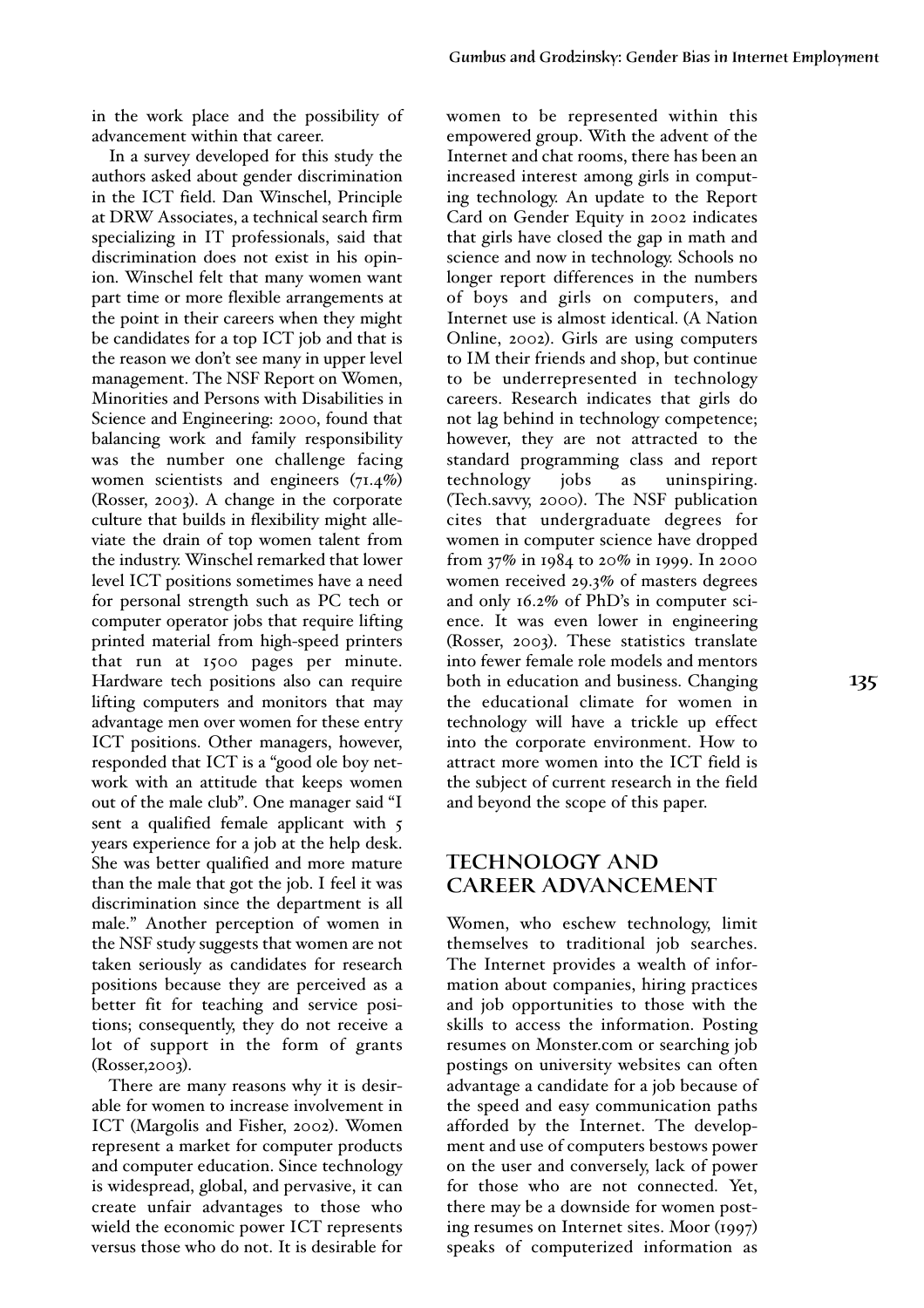in the work place and the possibility of advancement within that career.

In a survey developed for this study the authors asked about gender discrimination in the ICT field. Dan Winschel, Principle at DRW Associates, a technical search firm specializing in IT professionals, said that discrimination does not exist in his opinion. Winschel felt that many women want part time or more flexible arrangements at the point in their careers when they might be candidates for a top ICT job and that is the reason we don't see many in upper level management. The NSF Report on Women, Minorities and Persons with Disabilities in Science and Engineering: 2000, found that balancing work and family responsibility was the number one challenge facing women scientists and engineers (71.4%) (Rosser, 2003). A change in the corporate culture that builds in flexibility might alleviate the drain of top women talent from the industry. Winschel remarked that lower level ICT positions sometimes have a need for personal strength such as PC tech or computer operator jobs that require lifting printed material from high-speed printers that run at 1500 pages per minute. Hardware tech positions also can require lifting computers and monitors that may advantage men over women for these entry ICT positions. Other managers, however, responded that ICT is a "good ole boy network with an attitude that keeps women out of the male club". One manager said "I sent a qualified female applicant with 5 years experience for a job at the help desk. She was better qualified and more mature than the male that got the job. I feel it was discrimination since the department is all male." Another perception of women in the NSF study suggests that women are not taken seriously as candidates for research positions because they are perceived as a better fit for teaching and service positions; consequently, they do not receive a lot of support in the form of grants (Rosser,2003).

There are many reasons why it is desirable for women to increase involvement in ICT (Margolis and Fisher, 2002). Women represent a market for computer products and computer education. Since technology is widespread, global, and pervasive, it can create unfair advantages to those who wield the economic power ICT represents versus those who do not. It is desirable for women to be represented within this empowered group. With the advent of the Internet and chat rooms, there has been an increased interest among girls in computing technology. An update to the Report Card on Gender Equity in 2002 indicates that girls have closed the gap in math and science and now in technology. Schools no longer report differences in the numbers of boys and girls on computers, and Internet use is almost identical. (A Nation Online, 2002). Girls are using computers to IM their friends and shop, but continue to be underrepresented in technology careers. Research indicates that girls do not lag behind in technology competence; however, they are not attracted to the standard programming class and report technology jobs as uninspiring. (Tech.savvy, 2000). The NSF publication cites that undergraduate degrees for women in computer science have dropped from 37% in 1984 to 20% in 1999. In 2000 women received 29.3% of masters degrees and only 16.2% of PhD's in computer science. It was even lower in engineering (Rosser, 2003). These statistics translate into fewer female role models and mentors both in education and business. Changing the educational climate for women in technology will have a trickle up effect into the corporate environment. How to attract more women into the ICT field is the subject of current research in the field and beyond the scope of this paper.

## TECHNOLOGY AND CAREER ADVANCEMENT

Women, who eschew technology, limit themselves to traditional job searches. The Internet provides a wealth of information about companies, hiring practices and job opportunities to those with the skills to access the information. Posting resumes on Monster.com or searching job postings on university websites can often advantage a candidate for a job because of the speed and easy communication paths afforded by the Internet. The development and use of computers bestows power on the user and conversely, lack of power for those who are not connected. Yet, there may be a downside for women posting resumes on Internet sites. Moor (1997) speaks of computerized information as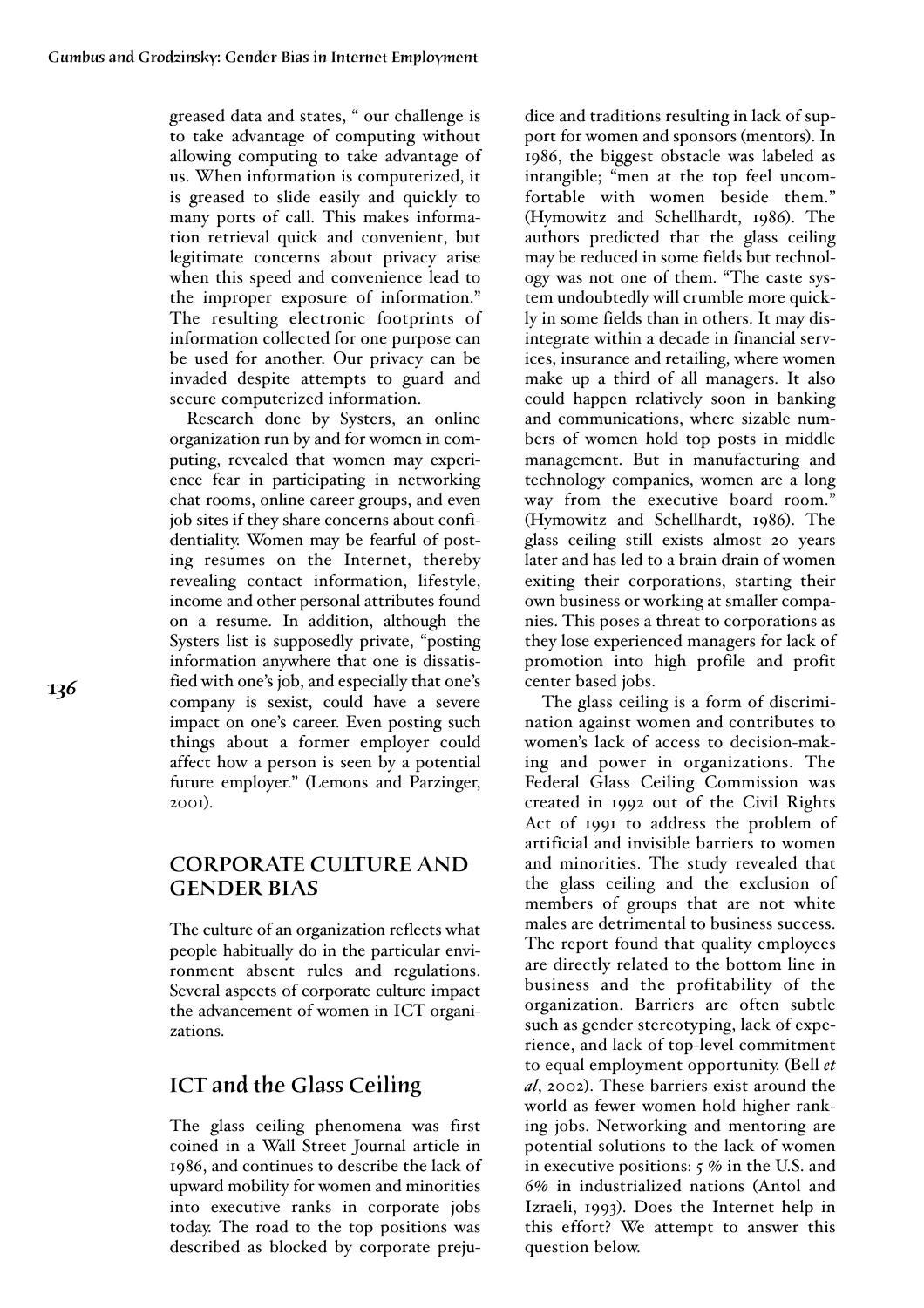greased data and states, " our challenge is to take advantage of computing without allowing computing to take advantage of us. When information is computerized, it is greased to slide easily and quickly to many ports of call. This makes information retrieval quick and convenient, but legitimate concerns about privacy arise when this speed and convenience lead to the improper exposure of information." The resulting electronic footprints of information collected for one purpose can be used for another. Our privacy can be invaded despite attempts to guard and secure computerized information.

Research done by Systers, an online organization run by and for women in computing, revealed that women may experience fear in participating in networking chat rooms, online career groups, and even job sites if they share concerns about confidentiality. Women may be fearful of posting resumes on the Internet, thereby revealing contact information, lifestyle, income and other personal attributes found on a resume. In addition, although the Systers list is supposedly private, "posting information anywhere that one is dissatisfied with one's job, and especially that one's company is sexist, could have a severe impact on one's career. Even posting such things about a former employer could affect how a person is seen by a potential future employer." (Lemons and Parzinger, 2001).

## CORPORATE CULTURE AND GENDER BIAS

The culture of an organization reflects what people habitually do in the particular environment absent rules and regulations. Several aspects of corporate culture impact the advancement of women in ICT organizations.

### ICT and the Glass Ceiling

The glass ceiling phenomena was first coined in a Wall Street Journal article in 1986, and continues to describe the lack of upward mobility for women and minorities into executive ranks in corporate jobs today. The road to the top positions was described as blocked by corporate prejudice and traditions resulting in lack of support for women and sponsors (mentors). In 1986, the biggest obstacle was labeled as intangible; "men at the top feel uncomfortable with women beside them." (Hymowitz and Schellhardt, 1986). The authors predicted that the glass ceiling may be reduced in some fields but technology was not one of them. "The caste system undoubtedly will crumble more quickly in some fields than in others. It may disintegrate within a decade in financial services, insurance and retailing, where women make up a third of all managers. It also could happen relatively soon in banking and communications, where sizable numbers of women hold top posts in middle management. But in manufacturing and technology companies, women are a long way from the executive board room." (Hymowitz and Schellhardt, 1986). The glass ceiling still exists almost 20 years later and has led to a brain drain of women exiting their corporations, starting their own business or working at smaller companies. This poses a threat to corporations as they lose experienced managers for lack of promotion into high profile and profit center based jobs.

The glass ceiling is a form of discrimination against women and contributes to women's lack of access to decision-making and power in organizations. The Federal Glass Ceiling Commission was created in 1992 out of the Civil Rights Act of 1991 to address the problem of artificial and invisible barriers to women and minorities. The study revealed that the glass ceiling and the exclusion of members of groups that are not white males are detrimental to business success. The report found that quality employees are directly related to the bottom line in business and the profitability of the organization. Barriers are often subtle such as gender stereotyping, lack of experience, and lack of top-level commitment to equal employment opportunity. (Bell *et al*, 2002). These barriers exist around the world as fewer women hold higher ranking jobs. Networking and mentoring are potential solutions to the lack of women in executive positions: 5 % in the U.S. and 6% in industrialized nations (Antol and Izraeli, 1993). Does the Internet help in this effort? We attempt to answer this question below.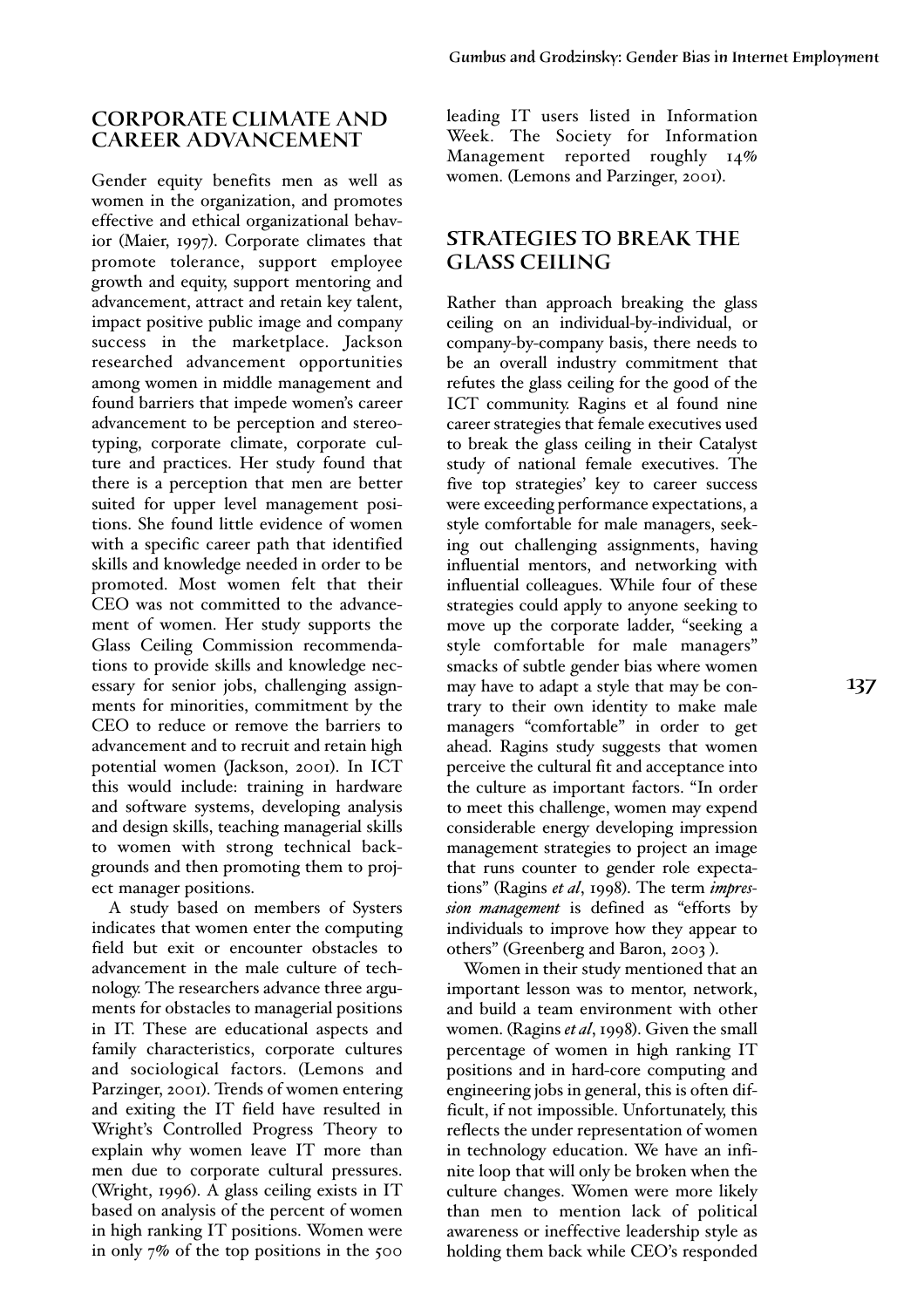## CORPORATE CLIMATE AND CAREER ADVANCEMENT

Gender equity benefits men as well as women in the organization, and promotes effective and ethical organizational behavior (Maier, 1997). Corporate climates that promote tolerance, support employee growth and equity, support mentoring and advancement, attract and retain key talent, impact positive public image and company success in the marketplace. Jackson researched advancement opportunities among women in middle management and found barriers that impede women's career advancement to be perception and stereotyping, corporate climate, corporate culture and practices. Her study found that there is a perception that men are better suited for upper level management positions. She found little evidence of women with a specific career path that identified skills and knowledge needed in order to be promoted. Most women felt that their CEO was not committed to the advancement of women. Her study supports the Glass Ceiling Commission recommendations to provide skills and knowledge necessary for senior jobs, challenging assignments for minorities, commitment by the CEO to reduce or remove the barriers to advancement and to recruit and retain high potential women (Jackson, 2001). In ICT this would include: training in hardware and software systems, developing analysis and design skills, teaching managerial skills to women with strong technical backgrounds and then promoting them to project manager positions.

A study based on members of Systers indicates that women enter the computing field but exit or encounter obstacles to advancement in the male culture of technology. The researchers advance three arguments for obstacles to managerial positions in IT. These are educational aspects and family characteristics, corporate cultures and sociological factors. (Lemons and Parzinger, 2001). Trends of women entering and exiting the IT field have resulted in Wright's Controlled Progress Theory to explain why women leave IT more than men due to corporate cultural pressures. (Wright, 1996). A glass ceiling exists in IT based on analysis of the percent of women in high ranking IT positions. Women were in only 7% of the top positions in the 500 leading IT users listed in Information Week. The Society for Information Management reported roughly 14% women. (Lemons and Parzinger, 2001).

## STRATEGIES TO BREAK THE GLASS CEILING

Rather than approach breaking the glass ceiling on an individual-by-individual, or company-by-company basis, there needs to be an overall industry commitment that refutes the glass ceiling for the good of the ICT community. Ragins et al found nine career strategies that female executives used to break the glass ceiling in their Catalyst study of national female executives. The five top strategies' key to career success were exceeding performance expectations, a style comfortable for male managers, seeking out challenging assignments, having influential mentors, and networking with influential colleagues. While four of these strategies could apply to anyone seeking to move up the corporate ladder, "seeking a style comfortable for male managers" smacks of subtle gender bias where women may have to adapt a style that may be contrary to their own identity to make male managers "comfortable" in order to get ahead. Ragins study suggests that women perceive the cultural fit and acceptance into the culture as important factors. "In order to meet this challenge, women may expend considerable energy developing impression management strategies to project an image that runs counter to gender role expectations" (Ragins *et al*, 1998). The term *impression management* is defined as "efforts by individuals to improve how they appear to others" (Greenberg and Baron, 2003 ).

Women in their study mentioned that an important lesson was to mentor, network, and build a team environment with other women. (Ragins *et al*, 1998). Given the small percentage of women in high ranking IT positions and in hard-core computing and engineering jobs in general, this is often difficult, if not impossible. Unfortunately, this reflects the under representation of women in technology education. We have an infinite loop that will only be broken when the culture changes. Women were more likely than men to mention lack of political awareness or ineffective leadership style as holding them back while CEO's responded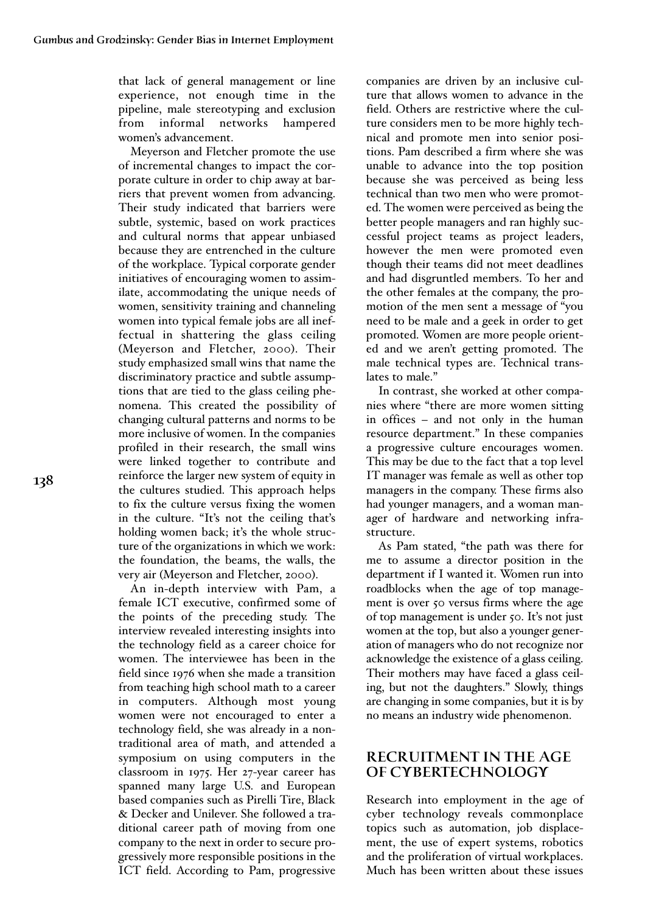that lack of general management or line experience, not enough time in the pipeline, male stereotyping and exclusion from informal networks hampered women's advancement.

Meyerson and Fletcher promote the use of incremental changes to impact the corporate culture in order to chip away at barriers that prevent women from advancing. Their study indicated that barriers were subtle, systemic, based on work practices and cultural norms that appear unbiased because they are entrenched in the culture of the workplace. Typical corporate gender initiatives of encouraging women to assimilate, accommodating the unique needs of women, sensitivity training and channeling women into typical female jobs are all ineffectual in shattering the glass ceiling (Meyerson and Fletcher, 2000). Their study emphasized small wins that name the discriminatory practice and subtle assumptions that are tied to the glass ceiling phenomena. This created the possibility of changing cultural patterns and norms to be more inclusive of women. In the companies profiled in their research, the small wins were linked together to contribute and reinforce the larger new system of equity in the cultures studied. This approach helps to fix the culture versus fixing the women in the culture. "It's not the ceiling that's holding women back; it's the whole structure of the organizations in which we work: the foundation, the beams, the walls, the very air (Meyerson and Fletcher, 2000).

An in-depth interview with Pam, a female ICT executive, confirmed some of the points of the preceding study. The interview revealed interesting insights into the technology field as a career choice for women. The interviewee has been in the field since 1976 when she made a transition from teaching high school math to a career in computers. Although most young women were not encouraged to enter a technology field, she was already in a non-traditional area of math, and attended a symposium on using computers in the classroom in 1975. Her 27-year career has spanned many large U.S. and European based companies such as Pirelli Tire, Black & Decker and Unilever. She followed a traditional career path of moving from one company to the next in order to secure progressively more responsible positions in the ICT field. According to Pam, progressive companies are driven by an inclusive culture that allows women to advance in the field. Others are restrictive where the culture considers men to be more highly technical and promote men into senior positions. Pam described a firm where she was unable to advance into the top position because she was perceived as being less technical than two men who were promoted. The women were perceived as being the better people managers and ran highly successful project teams as project leaders, however the men were promoted even though their teams did not meet deadlines and had disgruntled members. To her and the other females at the company, the promotion of the men sent a message of "you need to be male and a geek in order to get promoted. Women are more people oriented and we aren't getting promoted. The male technical types are. Technical translates to male."

In contrast, she worked at other companies where "there are more women sitting in offices – and not only in the human resource department." In these companies a progressive culture encourages women. This may be due to the fact that a top level IT manager was female as well as other top managers in the company. These firms also had younger managers, and a woman manager of hardware and networking infrastructure.

As Pam stated, "the path was there for me to assume a director position in the department if I wanted it. Women run into roadblocks when the age of top management is over 50 versus firms where the age of top management is under 50. It's not just women at the top, but also a younger generation of managers who do not recognize nor acknowledge the existence of a glass ceiling. Their mothers may have faced a glass ceiling, but not the daughters." Slowly, things are changing in some companies, but it is by no means an industry wide phenomenon.

## RECRUITMENT IN THE AGE OF CYBERTECHNOLOGY

Research into employment in the age of cyber technology reveals commonplace topics such as automation, job displacement, the use of expert systems, robotics and the proliferation of virtual workplaces. Much has been written about these issues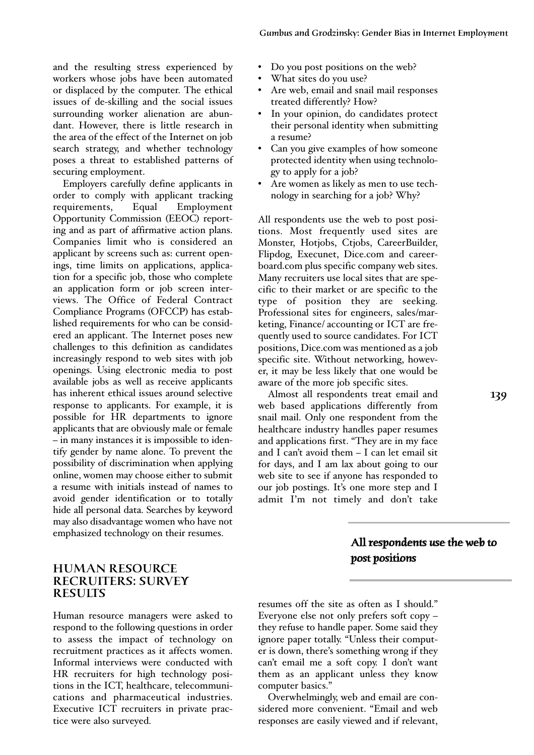and the resulting stress experienced by workers whose jobs have been automated or displaced by the computer. The ethical issues of de-skilling and the social issues surrounding worker alienation are abundant. However, there is little research in the area of the effect of the Internet on job search strategy, and whether technology poses a threat to established patterns of securing employment.

Employers carefully define applicants in order to comply with applicant tracking requirements, Equal Employment Opportunity Commission (EEOC) reporting and as part of affirmative action plans. Companies limit who is considered an applicant by screens such as: current openings, time limits on applications, application for a specific job, those who complete an application form or job screen interviews. The Office of Federal Contract Compliance Programs (OFCCP) has established requirements for who can be considered an applicant. The Internet poses new challenges to this definition as candidates increasingly respond to web sites with job openings. Using electronic media to post available jobs as well as receive applicants has inherent ethical issues around selective response to applicants. For example, it is possible for HR departments to ignore applicants that are obviously male or female – in many instances it is impossible to identify gender by name alone. To prevent the possibility of discrimination when applying online, women may choose either to submit a resume with initials instead of names to avoid gender identification or to totally hide all personal data. Searches by keyword may also disadvantage women who have not emphasized technology on their resumes.

## Human Resource Recruiters: Survey Results

Human resource managers were asked to respond to the following questions in order to assess the impact of technology on recruitment practices as it affects women. Informal interviews were conducted with HR recruiters for high technology positions in the ICT, healthcare, telecommunications and pharmaceutical industries. Executive ICT recruiters in private practice were also surveyed.

- Do you post positions on the web?
- What sites do you use?
- Are web, email and snail mail responses treated differently? How?
- In your opinion, do candidates protect their personal identity when submitting a resume?
- Can you give examples of how someone protected identity when using technology to apply for a job?
- Are women as likely as men to use technology in searching for a job? Why?

All respondents use the web to post positions. Most frequently used sites are Monster, Hotjobs, Ctjobs, CareerBuilder, Flipdog, Execunet, Dice.com and careerboard.com plus specific company web sites. Many recruiters use local sites that are specific to their market or are specific to the type of position they are seeking. Professional sites for engineers, sales/marketing, Finance/ accounting or ICT are frequently used to source candidates. For ICT positions, Dice.com was mentioned as a job specific site. Without networking, however, it may be less likely that one would be aware of the more job specific sites.

Almost all respondents treat email and web based applications differently from snail mail. Only one respondent from the healthcare industry handles paper resumes and applications first. "They are in my face and I can't avoid them – I can let email sit for days, and I am lax about going to our web site to see if anyone has responded to our job postings. It's one more step and I admit I'm not timely and don't take resumes off the site as often as I should." Everyone else not only prefers soft copy – they refuse to handle paper. Some said they ignore paper totally. "Unless their computer is down, there's something wrong if they can't email me a soft copy. I don't want them as an applicant unless they know computer basics."

*All respondents use the web to post positions*

Overwhelmingly, web and email are considered more convenient. "Email and web responses are easily viewed and if relevant,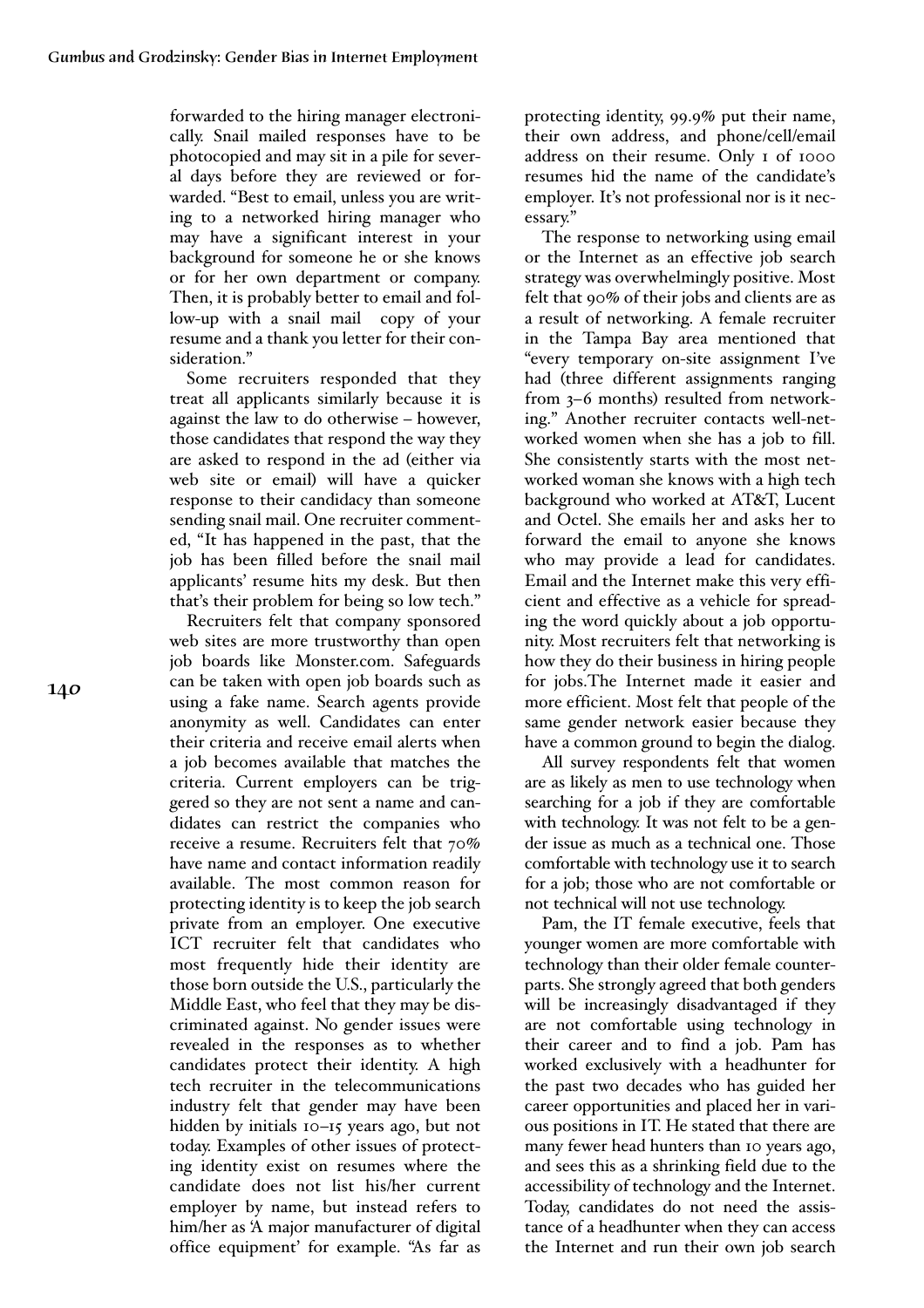forwarded to the hiring manager electronically. Snail mailed responses have to be photocopied and may sit in a pile for several days before they are reviewed or forwarded. "Best to email, unless you are writing to a networked hiring manager who may have a significant interest in your background for someone he or she knows or for her own department or company. Then, it is probably better to email and follow-up with a snail mail copy of your resume and a thank you letter for their consideration."

Some recruiters responded that they treat all applicants similarly because it is against the law to do otherwise – however, those candidates that respond the way they are asked to respond in the ad (either via web site or email) will have a quicker response to their candidacy than someone sending snail mail. One recruiter commented, "It has happened in the past, that the job has been filled before the snail mail applicants' resume hits my desk. But then that's their problem for being so low tech."

Recruiters felt that company sponsored web sites are more trustworthy than open job boards like Monster.com. Safeguards can be taken with open job boards such as using a fake name. Search agents provide anonymity as well. Candidates can enter their criteria and receive email alerts when a job becomes available that matches the criteria. Current employers can be triggered so they are not sent a name and candidates can restrict the companies who receive a resume. Recruiters felt that 70% have name and contact information readily available. The most common reason for protecting identity is to keep the job search private from an employer. One executive ICT recruiter felt that candidates who most frequently hide their identity are those born outside the U.S., particularly the Middle East, who feel that they may be discriminated against. No gender issues were revealed in the responses as to whether candidates protect their identity. A high tech recruiter in the telecommunications industry felt that gender may have been hidden by initials 10–15 years ago, but not today. Examples of other issues of protecting identity exist on resumes where the candidate does not list his/her current employer by name, but instead refers to him/her as 'A major manufacturer of digital office equipment' for example. "As far as protecting identity, 99.9% put their name, their own address, and phone/cell/email address on their resume. Only 1 of 1000 resumes hid the name of the candidate's employer. It's not professional nor is it necessary."

The response to networking using email or the Internet as an effective job search strategy was overwhelmingly positive. Most felt that 90% of their jobs and clients are as a result of networking. A female recruiter in the Tampa Bay area mentioned that "every temporary on-site assignment I've had (three different assignments ranging from 3–6 months) resulted from networking." Another recruiter contacts well-networked women when she has a job to fill. She consistently starts with the most networked woman she knows with a high tech background who worked at AT&T, Lucent and Octel. She emails her and asks her to forward the email to anyone she knows who may provide a lead for candidates. Email and the Internet make this very efficient and effective as a vehicle for spreading the word quickly about a job opportunity. Most recruiters felt that networking is how they do their business in hiring people for jobs.The Internet made it easier and more efficient. Most felt that people of the same gender network easier because they have a common ground to begin the dialog.

All survey respondents felt that women are as likely as men to use technology when searching for a job if they are comfortable with technology. It was not felt to be a gender issue as much as a technical one. Those comfortable with technology use it to search for a job; those who are not comfortable or not technical will not use technology.

Pam, the IT female executive, feels that younger women are more comfortable with technology than their older female counterparts. She strongly agreed that both genders will be increasingly disadvantaged if they are not comfortable using technology in their career and to find a job. Pam has worked exclusively with a headhunter for the past two decades who has guided her career opportunities and placed her in various positions in IT. He stated that there are many fewer head hunters than 10 years ago, and sees this as a shrinking field due to the accessibility of technology and the Internet. Today, candidates do not need the assistance of a headhunter when they can access the Internet and run their own job search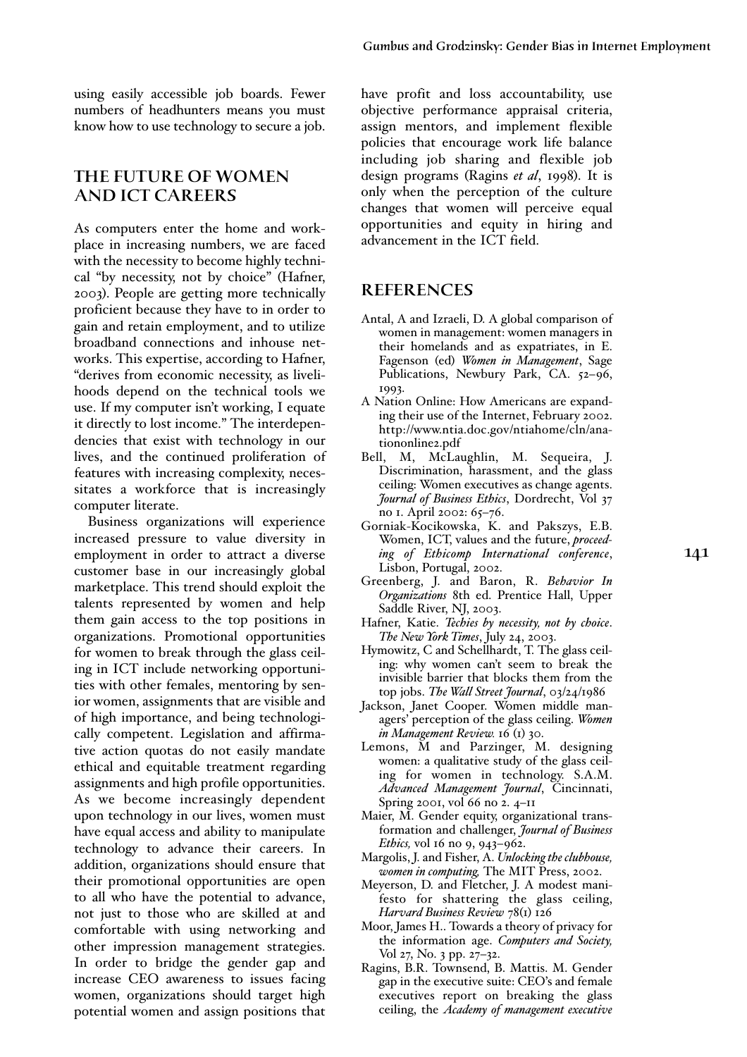using easily accessible job boards. Fewer numbers of headhunters means you must know how to use technology to secure a job.

## THE FUTURE OF WOMEN AND ICT CAREERS

As computers enter the home and workplace in increasing numbers, we are faced with the necessity to become highly technical "by necessity, not by choice" (Hafner, 2003). People are getting more technically proficient because they have to in order to gain and retain employment, and to utilize broadband connections and inhouse networks. This expertise, according to Hafner, "derives from economic necessity, as livelihoods depend on the technical tools we use. If my computer isn't working, I equate it directly to lost income." The interdependencies that exist with technology in our lives, and the continued proliferation of features with increasing complexity, necessitates a workforce that is increasingly computer literate.

Business organizations will experience increased pressure to value diversity in employment in order to attract a diverse customer base in our increasingly global marketplace. This trend should exploit the talents represented by women and help them gain access to the top positions in organizations. Promotional opportunities for women to break through the glass ceiling in ICT include networking opportunities with other females, mentoring by senior women, assignments that are visible and of high importance, and being technologically competent. Legislation and affirmative action quotas do not easily mandate ethical and equitable treatment regarding assignments and high profile opportunities. As we become increasingly dependent upon technology in our lives, women must have equal access and ability to manipulate technology to advance their careers. In addition, organizations should ensure that their promotional opportunities are open to all who have the potential to advance, not just to those who are skilled at and comfortable with using networking and other impression management strategies. In order to bridge the gender gap and increase CEO awareness to issues facing women, organizations should target high potential women and assign positions that have profit and loss accountability, use objective performance appraisal criteria, assign mentors, and implement flexible policies that encourage work life balance including job sharing and flexible job design programs (Ragins *et al*, 1998). It is only when the perception of the culture changes that women will perceive equal opportunities and equity in hiring and advancement in the ICT field.

## REFERENCES

Antal, A and Izraeli, D. A global comparison of women in management: women managers in their homelands and as expatriates, in E. Fagenson (ed) *Women in Management*, Sage Publications, Newbury Park, CA. 52–96, 1993.

A Nation Online: How Americans are expanding their use of the Internet, February 2002. http://www.ntia.doc.gov/ntiahome/cln/anationonline2.pdf

Bell, M, McLaughlin, M. Sequeira, J. Discrimination, harassment, and the glass ceiling: Women executives as change agents. *Journal of Business Ethics*, Dordrecht, Vol 37 no 1. April 2002: 65–76.

Gorniak-Kocikowska, K. and Pakszys, E.B. Women, ICT, values and the future, *proceeding of Ethicomp International conference*, Lisbon, Portugal, 2002.

Greenberg, J. and Baron, R. *Behavior In Organizations* 8th ed. Prentice Hall, Upper Saddle River, NJ, 2003.

Hafner, Katie. *Techies by necessity, not by choice*. *The New York Times*, July 24, 2003.

Hymowitz, C and Schellhardt, T. The glass ceiling: why women can't seem to break the invisible barrier that blocks them from the top jobs. *The Wall Street Journal*, 03/24/1986

Jackson, Janet Cooper. Women middle managers' perception of the glass ceiling. *Women in Management Review.* 16 (1) 30.

Lemons, M and Parzinger, M. designing women: a qualitative study of the glass ceiling for women in technology. S.A.M. *Advanced Management Journal*, Cincinnati, Spring 2001, vol 66 no 2. 4–11

Maier, M. Gender equity, organizational transformation and challenger, *Journal of Business Ethics,* vol 16 no 9, 943–962.

Margolis, J. and Fisher, A. *Unlocking the clubhouse, women in computing,* The MIT Press, 2002.

Meyerson, D. and Fletcher, J. A modest manifesto for shattering the glass ceiling, *Harvard Business Review* 78(1) 126

Moor, James H.. Towards a theory of privacy for the information age. *Computers and Society,* Vol 27, No. 3 pp. 27–32.

Ragins, B.R. Townsend, B. Mattis. M. Gender gap in the executive suite: CEO's and female executives report on breaking the glass ceiling, the *Academy of management executive*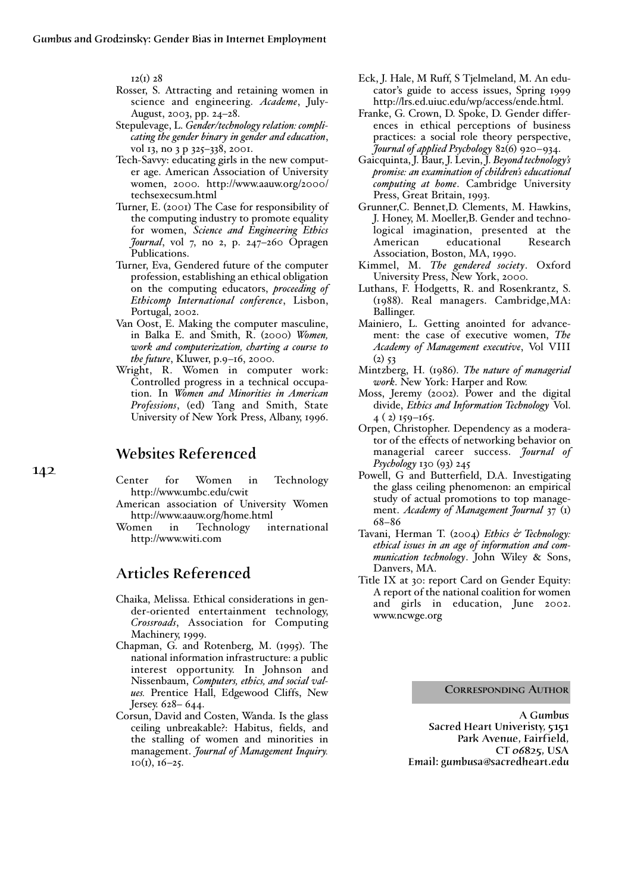12(1) 28

Rosser, S. Attracting and retaining women in science and engineering. *Academe*, July-August, 2003, pp. 24–28.

Stepulevage, L. *Gender/technology relation: complicating the gender binary in gender and education*, vol 13, no 3 p 325–338, 2001.

Tech-Savvy: educating girls in the new computer age. American Association of University women, 2000. http://www.aauw.org/2000/techsexecsum.html

Turner, E. (2001) The Case for responsibility of the computing industry to promote equality for women, *Science and Engineering Ethics Journal*, vol 7, no 2, p. 247–260 Opragen Publications.

Turner, Eva, Gendered future of the computer profession, establishing an ethical obligation on the computing educators, *proceeding of Ethicomp International conference*, Lisbon, Portugal, 2002.

Van Oost, E. Making the computer masculine, in Balka E. and Smith, R. (2000) *Women, work and computerization, charting a course to the future*, Kluwer, p.9–16, 2000.

Wright, R. Women in computer work: Controlled progress in a technical occupation. In *Women and Minorities in American Professions*, (ed) Tang and Smith, State University of New York Press, Albany, 1996.

## Websites Referenced

Center for Women in Technology http://www.umbc.edu/cwit

American association of University Women http://www.aauw.org/home.html

Women in Technology international http://www.witi.com

## Articles Referenced

Chaika, Melissa. Ethical considerations in gender-oriented entertainment technology, *Crossroads*, Association for Computing Machinery, 1999.

Chapman, G. and Rotenberg, M. (1995). The national information infrastructure: a public interest opportunity. In Johnson and Nissenbaum, *Computers, ethics, and social values.* Prentice Hall, Edgewood Cliffs, New Jersey. 628– 644.

Corsun, David and Costen, Wanda. Is the glass ceiling unbreakable?: Habitus, fields, and the stalling of women and minorities in management. *Journal of Management Inquiry.* 10(1), 16–25.

Eck, J. Hale, M Ruff, S Tjelmeland, M. An educator's guide to access issues, Spring 1999 http://lrs.ed.uiuc.edu/wp/access/ende.html.

Franke, G. Crown, D. Spoke, D. Gender differences in ethical perceptions of business practices: a social role theory perspective, *Journal of applied Psychology* 82(6) 920–934.

Gaicquinta, J. Baur, J. Levin, J. *Beyond technology's promise: an examination of children's educational computing at home*. Cambridge University Press, Great Britain, 1993.

Grunner,C. Bennet,D. Clements, M. Hawkins, J. Honey, M. Moeller,B. Gender and technological imagination, presented at the American educational Research Association, Boston, MA, 1990.

Kimmel, M. *The gendered society*. Oxford University Press, New York, 2000.

Luthans, F. Hodgetts, R. and Rosenkrantz, S. (1988). Real managers. Cambridge,MA: Ballinger.

Mainiero, L. Getting anointed for advancement: the case of executive women, *The Academy of Management executive*, Vol VIII (2) 53

Mintzberg, H. (1986). *The nature of managerial work*. New York: Harper and Row.

Moss, Jeremy (2002). Power and the digital divide, *Ethics and Information Technology* Vol. 4 ( 2) 159–165.

Orpen, Christopher. Dependency as a moderator of the effects of networking behavior on managerial career success. *Journal of Psychology* 130 (93) 245

Powell, G and Butterfield, D.A. Investigating the glass ceiling phenomenon: an empirical study of actual promotions to top management. *Academy of Management Journal* 37 (1) 68–86

Tavani, Herman T. (2004) *Ethics & Technology: ethical issues in an age of information and communication technology*. John Wiley & Sons, Danvers, MA.

Title IX at 30: report Card on Gender Equity: A report of the national coalition for women and girls in education, June 2002. www.ncwge.org

**Corresponding Author**

**A Gumbus**
**Sacred Heart Univeristy, 5151 Park Avenue, Fairfield, CT 06825, USA**
**Email: gumbusa@sacredheart.edu**